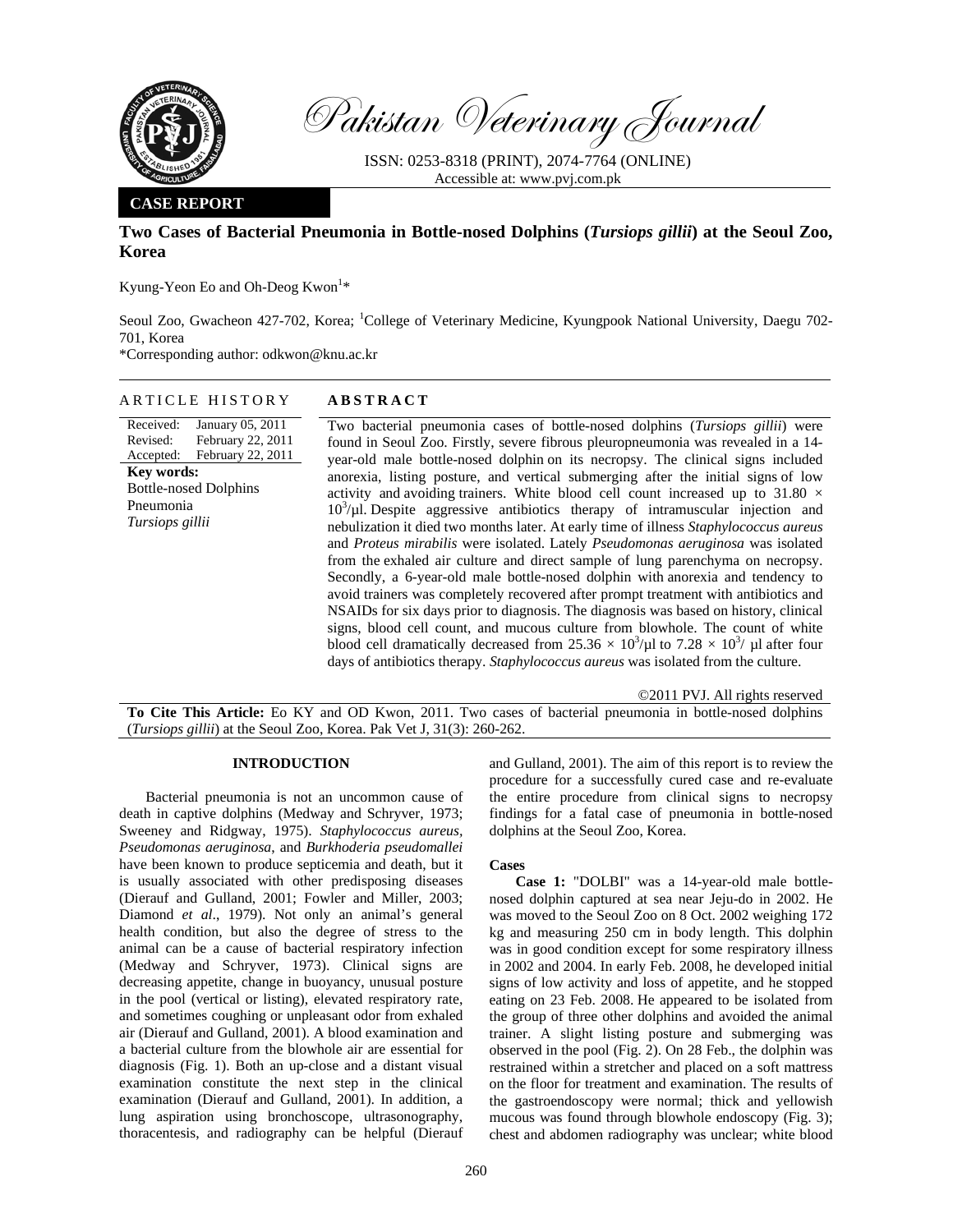# Pakistan Veterinary Journal

ISSN: 0253-8318 (PRINT), 2074-7764 (ONLINE)
Accessible at: www.pvj.com.pk

**CASE REPORT**

## Two Cases of Bacterial Pneumonia in Bottle-nosed Dolphins (*Tursiops gillii*) at the Seoul Zoo, Korea

Kyung-Yeon Eo and Oh-Deog Kwon[1]*

Seoul Zoo, Gwacheon 427-702, Korea; [1]College of Veterinary Medicine, Kyungpook National University, Daegu 702-701, Korea

*Corresponding author: odkwon@knu.ac.kr

### ARTICLE HISTORY

Received: January 05, 2011
Revised: February 22, 2011
Accepted: February 22, 2011

**Key words:**
Bottle-nosed Dolphins
Pneumonia
*Tursiops gillii*

### ABSTRACT

Two bacterial pneumonia cases of bottle-nosed dolphins (*Tursiops gillii*) were found in Seoul Zoo. Firstly, severe fibrous pleuropneumonia was revealed in a 14-year-old male bottle-nosed dolphin on its necropsy. The clinical signs included anorexia, listing posture, and vertical submerging after the initial signs of low activity and avoiding trainers. White blood cell count increased up to $31.80 \times 10^3$/µl. Despite aggressive antibiotics therapy of intramuscular injection and nebulization it died two months later. At early time of illness *Staphylococcus aureus* and *Proteus mirabilis* were isolated. Lately *Pseudomonas aeruginosa* was isolated from the exhaled air culture and direct sample of lung parenchyma on necropsy. Secondly, a 6-year-old male bottle-nosed dolphin with anorexia and tendency to avoid trainers was completely recovered after prompt treatment with antibiotics and NSAIDs for six days prior to diagnosis. The diagnosis was based on history, clinical signs, blood cell count, and mucous culture from blowhole. The count of white blood cell dramatically decreased from $25.36 \times 10^3$/µl to $7.28 \times 10^3$/ µl after four days of antibiotics therapy. *Staphylococcus aureus* was isolated from the culture.

©2011 PVJ. All rights reserved

**To Cite This Article:** Eo KY and OD Kwon, 2011. Two cases of bacterial pneumonia in bottle-nosed dolphins (*Tursiops gillii*) at the Seoul Zoo, Korea. Pak Vet J, 31(3): 260-262.

## INTRODUCTION

Bacterial pneumonia is not an uncommon cause of death in captive dolphins (Medway and Schryver, 1973; Sweeney and Ridgway, 1975). *Staphylococcus aureus*, *Pseudomonas aeruginosa*, and *Burkhoderia pseudomallei* have been known to produce septicemia and death, but it is usually associated with other predisposing diseases (Dierauf and Gulland, 2001; Fowler and Miller, 2003; Diamond *et al*., 1979). Not only an animal's general health condition, but also the degree of stress to the animal can be a cause of bacterial respiratory infection (Medway and Schryver, 1973). Clinical signs are decreasing appetite, change in buoyancy, unusual posture in the pool (vertical or listing), elevated respiratory rate, and sometimes coughing or unpleasant odor from exhaled air (Dierauf and Gulland, 2001). A blood examination and a bacterial culture from the blowhole air are essential for diagnosis (Fig. 1). Both an up-close and a distant visual examination constitute the next step in the clinical examination (Dierauf and Gulland, 2001). In addition, a lung aspiration using bronchoscope, ultrasonography, thoracentesis, and radiography can be helpful (Dierauf and Gulland, 2001). The aim of this report is to review the procedure for a successfully cured case and re-evaluate the entire procedure from clinical signs to necropsy findings for a fatal case of pneumonia in bottle-nosed dolphins at the Seoul Zoo, Korea.

### Cases

**Case 1:** "DOLBI" was a 14-year-old male bottle-nosed dolphin captured at sea near Jeju-do in 2002. He was moved to the Seoul Zoo on 8 Oct. 2002 weighing 172 kg and measuring 250 cm in body length. This dolphin was in good condition except for some respiratory illness in 2002 and 2004. In early Feb. 2008, he developed initial signs of low activity and loss of appetite, and he stopped eating on 23 Feb. 2008. He appeared to be isolated from the group of three other dolphins and avoided the animal trainer. A slight listing posture and submerging was observed in the pool (Fig. 2). On 28 Feb., the dolphin was restrained within a stretcher and placed on a soft mattress on the floor for treatment and examination. The results of the gastroendoscopy were normal; thick and yellowish mucous was found through blowhole endoscopy (Fig. 3); chest and abdomen radiography was unclear; white blood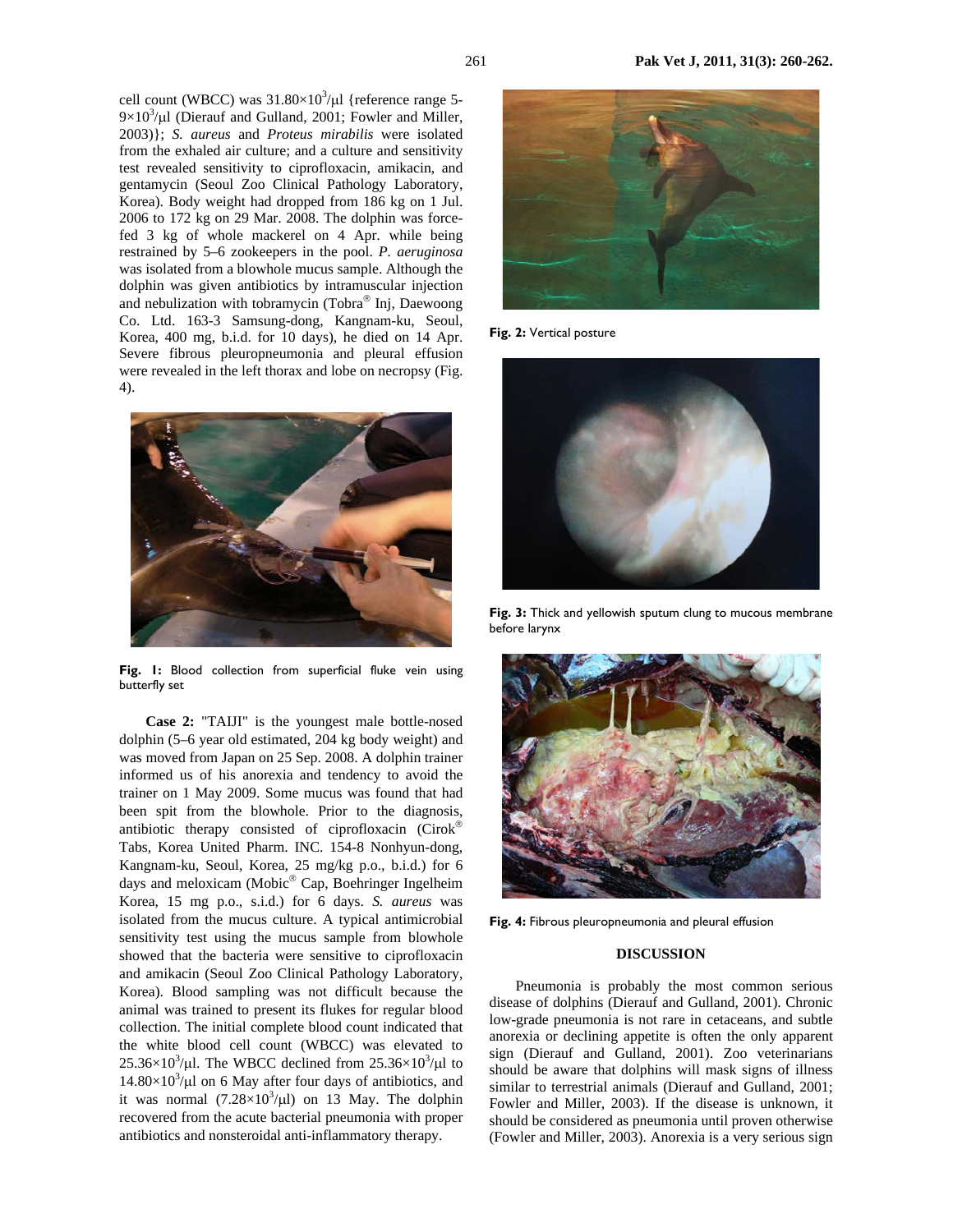cell count (WBCC) was $31.80\times10^3/\mu l$ {reference range 5-$9\times10^3/\mu l$ (Dierauf and Gulland, 2001; Fowler and Miller, 2003)}; *S. aureus* and *Proteus mirabilis* were isolated from the exhaled air culture; and a culture and sensitivity test revealed sensitivity to ciprofloxacin, amikacin, and gentamycin (Seoul Zoo Clinical Pathology Laboratory, Korea). Body weight had dropped from 186 kg on 1 Jul. 2006 to 172 kg on 29 Mar. 2008. The dolphin was force-fed 3 kg of whole mackerel on 4 Apr. while being restrained by 5–6 zookeepers in the pool. *P. aeruginosa* was isolated from a blowhole mucus sample. Although the dolphin was given antibiotics by intramuscular injection and nebulization with tobramycin (Tobra® Inj, Daewoong Co. Ltd. 163-3 Samsung-dong, Kangnam-ku, Seoul, Korea, 400 mg, b.i.d. for 10 days), he died on 14 Apr. Severe fibrous pleuropneumonia and pleural effusion were revealed in the left thorax and lobe on necropsy (Fig. 4).

**Fig. 1:** Blood collection from superficial fluke vein using butterfly set

**Case 2:** "TAIJI" is the youngest male bottle-nosed dolphin (5–6 year old estimated, 204 kg body weight) and was moved from Japan on 25 Sep. 2008. A dolphin trainer informed us of his anorexia and tendency to avoid the trainer on 1 May 2009. Some mucus was found that had been spit from the blowhole. Prior to the diagnosis, antibiotic therapy consisted of ciprofloxacin (Cirok® Tabs, Korea United Pharm. INC. 154-8 Nonhyun-dong, Kangnam-ku, Seoul, Korea, 25 mg/kg p.o., b.i.d.) for 6 days and meloxicam (Mobic® Cap, Boehringer Ingelheim Korea, 15 mg p.o., s.i.d.) for 6 days. *S. aureus* was isolated from the mucus culture. A typical antimicrobial sensitivity test using the mucus sample from blowhole showed that the bacteria were sensitive to ciprofloxacin and amikacin (Seoul Zoo Clinical Pathology Laboratory, Korea). Blood sampling was not difficult because the animal was trained to present its flukes for regular blood collection. The initial complete blood count indicated that the white blood cell count (WBCC) was elevated to $25.36\times10^3/\mu l$. The WBCC declined from $25.36\times10^3/\mu l$ to $14.80\times10^3/\mu l$ on 6 May after four days of antibiotics, and it was normal ($7.28\times10^3/\mu l$) on 13 May. The dolphin recovered from the acute bacterial pneumonia with proper antibiotics and nonsteroidal anti-inflammatory therapy.

**Fig. 2:** Vertical posture

**Fig. 3:** Thick and yellowish sputum clung to mucous membrane before larynx

**Fig. 4:** Fibrous pleuropneumonia and pleural effusion

## DISCUSSION

Pneumonia is probably the most common serious disease of dolphins (Dierauf and Gulland, 2001). Chronic low-grade pneumonia is not rare in cetaceans, and subtle anorexia or declining appetite is often the only apparent sign (Dierauf and Gulland, 2001). Zoo veterinarians should be aware that dolphins will mask signs of illness similar to terrestrial animals (Dierauf and Gulland, 2001; Fowler and Miller, 2003). If the disease is unknown, it should be considered as pneumonia until proven otherwise (Fowler and Miller, 2003). Anorexia is a very serious sign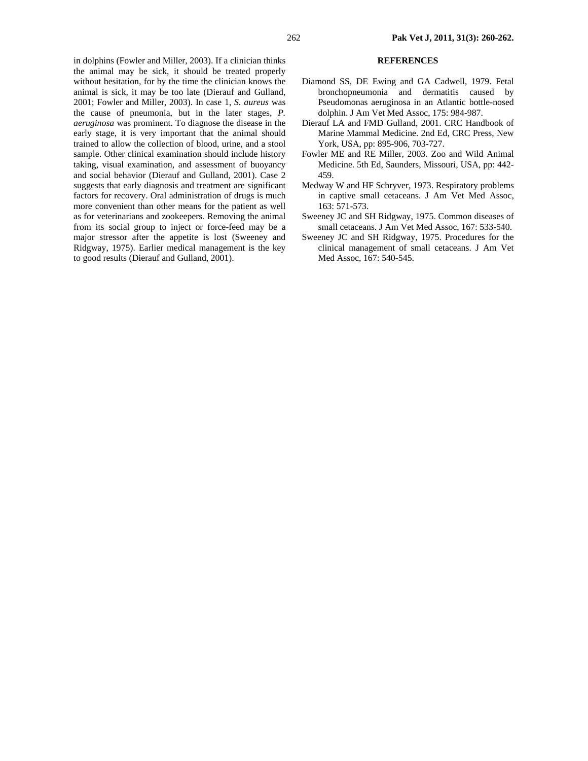in dolphins (Fowler and Miller, 2003). If a clinician thinks the animal may be sick, it should be treated properly without hesitation, for by the time the clinician knows the animal is sick, it may be too late (Dierauf and Gulland, 2001; Fowler and Miller, 2003). In case 1, *S. aureus* was the cause of pneumonia, but in the later stages, *P. aeruginosa* was prominent. To diagnose the disease in the early stage, it is very important that the animal should trained to allow the collection of blood, urine, and a stool sample. Other clinical examination should include history taking, visual examination, and assessment of buoyancy and social behavior (Dierauf and Gulland, 2001). Case 2 suggests that early diagnosis and treatment are significant factors for recovery. Oral administration of drugs is much more convenient than other means for the patient as well as for veterinarians and zookeepers. Removing the animal from its social group to inject or force-feed may be a major stressor after the appetite is lost (Sweeney and Ridgway, 1975). Earlier medical management is the key to good results (Dierauf and Gulland, 2001).

## REFERENCES

Diamond SS, DE Ewing and GA Cadwell, 1979. Fetal bronchopneumonia and dermatitis caused by Pseudomonas aeruginosa in an Atlantic bottle-nosed dolphin. J Am Vet Med Assoc, 175: 984-987.

Dierauf LA and FMD Gulland, 2001. CRC Handbook of Marine Mammal Medicine. 2nd Ed, CRC Press, New York, USA, pp: 895-906, 703-727.

Fowler ME and RE Miller, 2003. Zoo and Wild Animal Medicine. 5th Ed, Saunders, Missouri, USA, pp: 442-459.

Medway W and HF Schryver, 1973. Respiratory problems in captive small cetaceans. J Am Vet Med Assoc, 163: 571-573.

Sweeney JC and SH Ridgway, 1975. Common diseases of small cetaceans. J Am Vet Med Assoc, 167: 533-540.

Sweeney JC and SH Ridgway, 1975. Procedures for the clinical management of small cetaceans. J Am Vet Med Assoc, 167: 540-545.